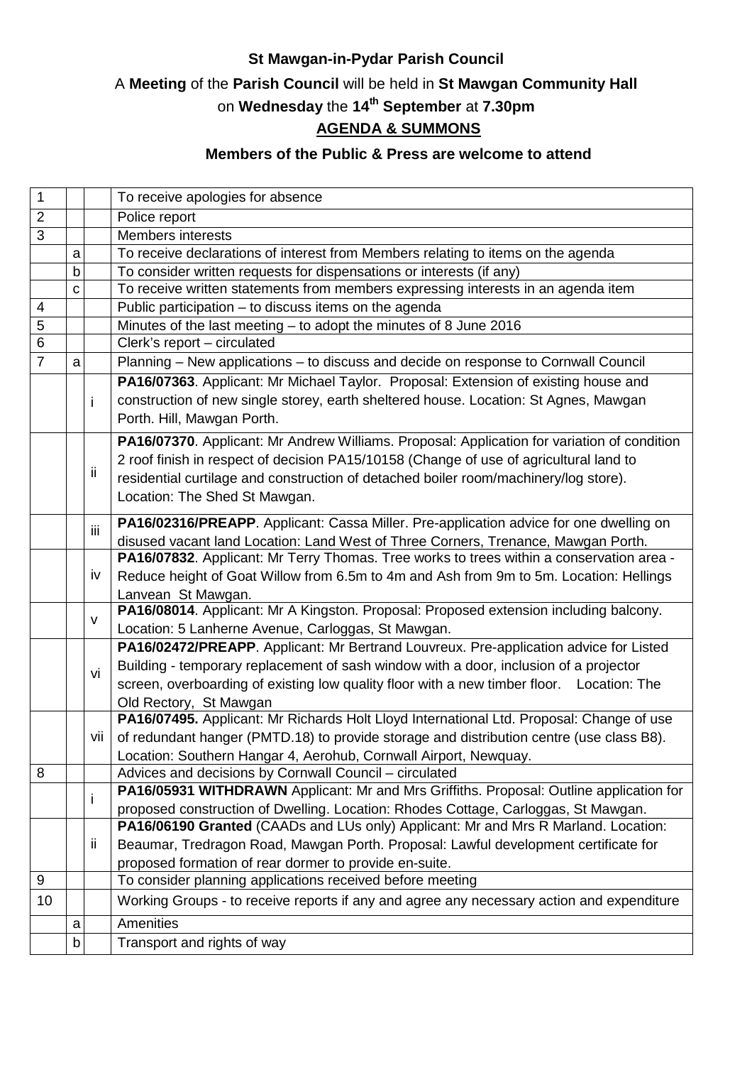**St Mawgan-in-Pydar Parish Council**

A **Meeting** of the **Parish Council** will be held in **St Mawgan Community Hall**

on **Wednesday** the **14th September** at **7.30pm**

**AGENDA & SUMMONS**

**Members of the Public & Press are welcome to attend**

| | | | |
|---|---|---|---|
| 1 | | | To receive apologies for absence |
| 2 | | | Police report |
| 3 | | | Members interests |
| | a | | To receive declarations of interest from Members relating to items on the agenda |
| | b | | To consider written requests for dispensations or interests (if any) |
| | c | | To receive written statements from members expressing interests in an agenda item |
| 4 | | | Public participation – to discuss items on the agenda |
| 5 | | | Minutes of the last meeting – to adopt the minutes of 8 June 2016 |
| 6 | | | Clerk's report – circulated |
| 7 | a | | Planning – New applications – to discuss and decide on response to Cornwall Council |
| | | i | **PA16/07363**. Applicant: Mr Michael Taylor. Proposal: Extension of existing house and construction of new single storey, earth sheltered house. Location: St Agnes, Mawgan Porth. Hill, Mawgan Porth. |
| | | ii | **PA16/07370**. Applicant: Mr Andrew Williams. Proposal: Application for variation of condition 2 roof finish in respect of decision PA15/10158 (Change of use of agricultural land to residential curtilage and construction of detached boiler room/machinery/log store). Location: The Shed St Mawgan. |
| | | iii | **PA16/02316/PREAPP**. Applicant: Cassa Miller. Pre-application advice for one dwelling on disused vacant land Location: Land West of Three Corners, Trenance, Mawgan Porth. |
| | | iv | **PA16/07832**. Applicant: Mr Terry Thomas. Tree works to trees within a conservation area - Reduce height of Goat Willow from 6.5m to 4m and Ash from 9m to 5m. Location: Hellings Lanvean St Mawgan. |
| | | v | **PA16/08014**. Applicant: Mr A Kingston. Proposal: Proposed extension including balcony. Location: 5 Lanherne Avenue, Carloggas, St Mawgan. |
| | | vi | **PA16/02472/PREAPP**. Applicant: Mr Bertrand Louvreux. Pre-application advice for Listed Building - temporary replacement of sash window with a door, inclusion of a projector screen, overboarding of existing low quality floor with a new timber floor. Location: The Old Rectory, St Mawgan |
| | | vii | **PA16/07495.** Applicant: Mr Richards Holt Lloyd International Ltd. Proposal: Change of use of redundant hanger (PMTD.18) to provide storage and distribution centre (use class B8). Location: Southern Hangar 4, Aerohub, Cornwall Airport, Newquay. |
| 8 | | | Advices and decisions by Cornwall Council – circulated |
| | | i | **PA16/05931 WITHDRAWN** Applicant: Mr and Mrs Griffiths. Proposal: Outline application for proposed construction of Dwelling. Location: Rhodes Cottage, Carloggas, St Mawgan. |
| | | ii | **PA16/06190 Granted** (CAADs and LUs only) Applicant: Mr and Mrs R Marland. Location: Beaumar, Tredragon Road, Mawgan Porth. Proposal: Lawful development certificate for proposed formation of rear dormer to provide en-suite. |
| 9 | | | To consider planning applications received before meeting |
| 10 | | | Working Groups - to receive reports if any and agree any necessary action and expenditure |
| | a | | Amenities |
| | b | | Transport and rights of way |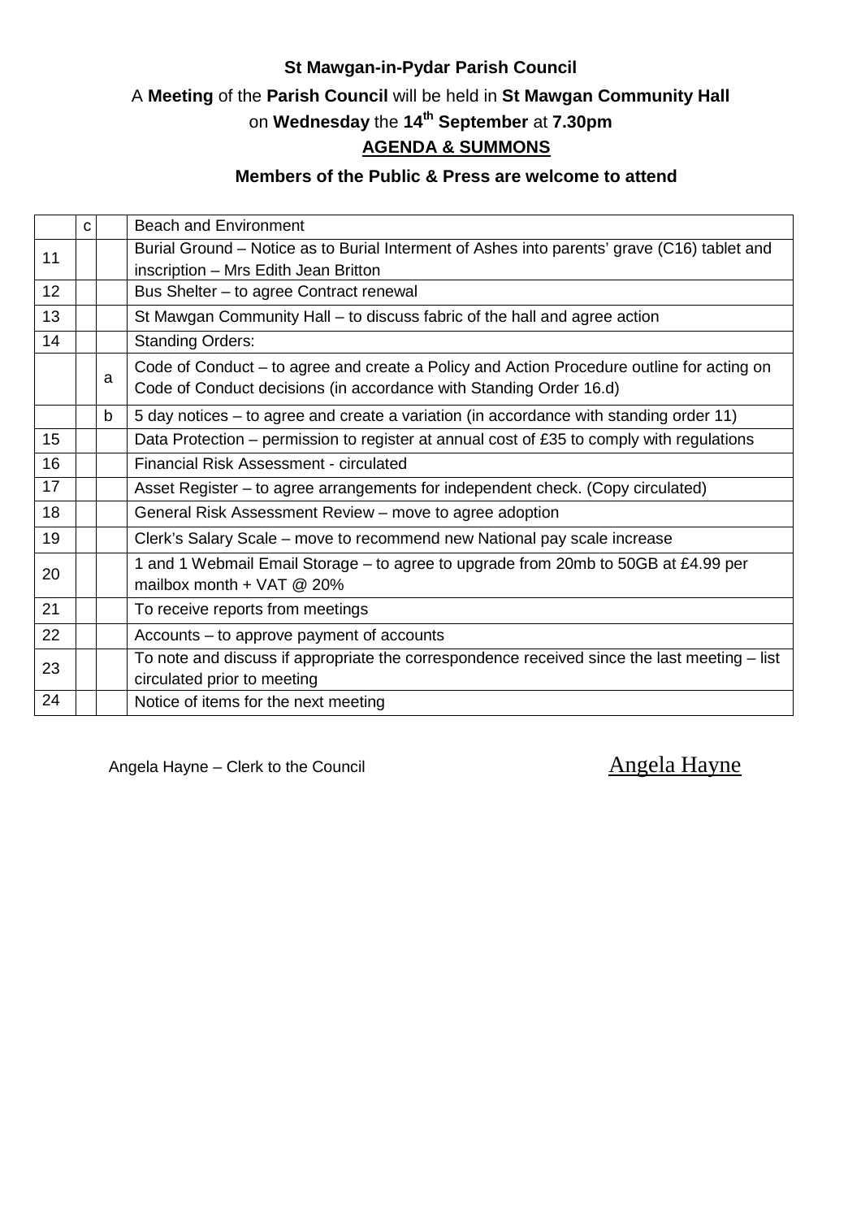**St Mawgan-in-Pydar Parish Council**

A **Meeting** of the **Parish Council** will be held in **St Mawgan Community Hall**

on **Wednesday** the **14th September** at **7.30pm**

**AGENDA & SUMMONS**

**Members of the Public & Press are welcome to attend**

| | | | |
|---|---|---|---|
| | c | | Beach and Environment |
| 11 | | | Burial Ground – Notice as to Burial Interment of Ashes into parents' grave (C16) tablet and inscription – Mrs Edith Jean Britton |
| 12 | | | Bus Shelter – to agree Contract renewal |
| 13 | | | St Mawgan Community Hall – to discuss fabric of the hall and agree action |
| 14 | | | Standing Orders: |
| | | a | Code of Conduct – to agree and create a Policy and Action Procedure outline for acting on Code of Conduct decisions (in accordance with Standing Order 16.d) |
| | | b | 5 day notices – to agree and create a variation (in accordance with standing order 11) |
| 15 | | | Data Protection – permission to register at annual cost of £35 to comply with regulations |
| 16 | | | Financial Risk Assessment - circulated |
| 17 | | | Asset Register – to agree arrangements for independent check. (Copy circulated) |
| 18 | | | General Risk Assessment Review – move to agree adoption |
| 19 | | | Clerk's Salary Scale – move to recommend new National pay scale increase |
| 20 | | | 1 and 1 Webmail Email Storage – to agree to upgrade from 20mb to 50GB at £4.99 per mailbox month + VAT @ 20% |
| 21 | | | To receive reports from meetings |
| 22 | | | Accounts – to approve payment of accounts |
| 23 | | | To note and discuss if appropriate the correspondence received since the last meeting – list circulated prior to meeting |
| 24 | | | Notice of items for the next meeting |

Angela Hayne – Clerk to the Council

Angela Hayne